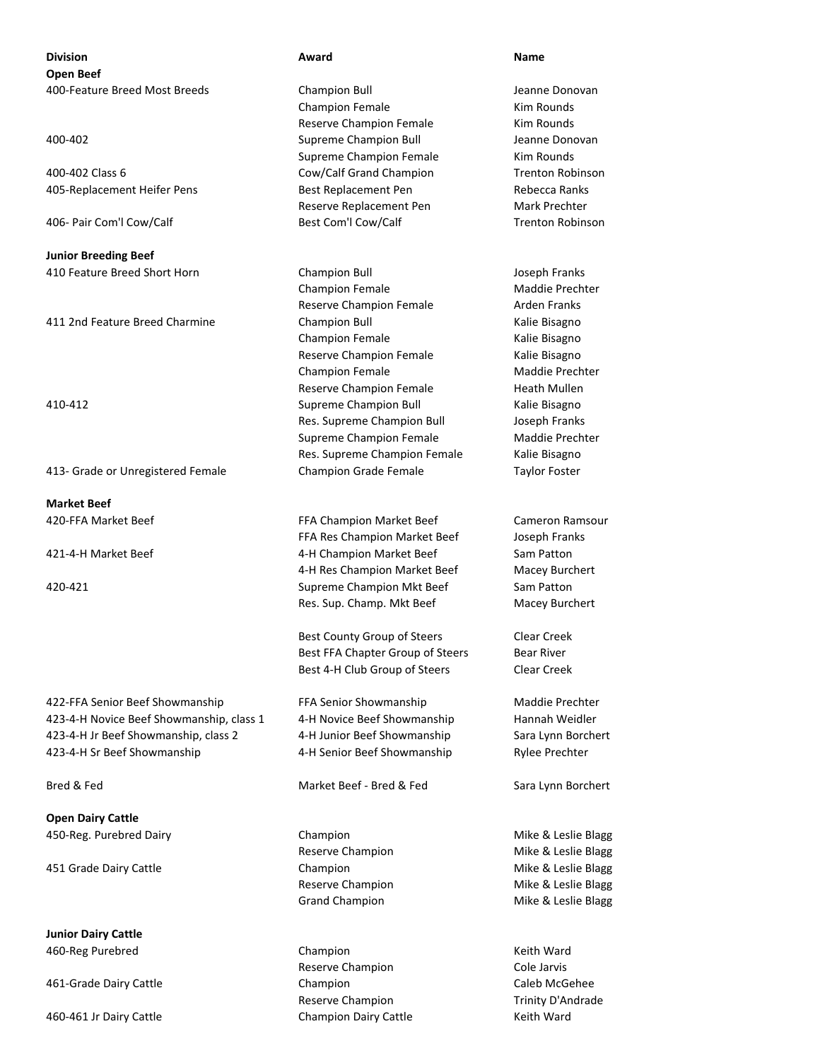| Division | Award | Name |
|---|---|---|
| **Open Beef** | | |
| 400-Feature Breed Most Breeds | Champion Bull | Jeanne Donovan |
| | Champion Female | Kim Rounds |
| | Reserve Champion Female | Kim Rounds |
| 400-402 | Supreme Champion Bull | Jeanne Donovan |
| | Supreme Champion Female | Kim Rounds |
| 400-402 Class 6 | Cow/Calf Grand Champion | Trenton Robinson |
| 405-Replacement Heifer Pens | Best Replacement Pen | Rebecca Ranks |
| | Reserve Replacement Pen | Mark Prechter |
| 406- Pair Com'l Cow/Calf | Best Com'l Cow/Calf | Trenton Robinson |
| **Junior Breeding Beef** | | |
| 410 Feature Breed Short Horn | Champion Bull | Joseph Franks |
| | Champion Female | Maddie Prechter |
| | Reserve Champion Female | Arden Franks |
| 411 2nd Feature Breed Charmine | Champion Bull | Kalie Bisagno |
| | Champion Female | Kalie Bisagno |
| | Reserve Champion Female | Kalie Bisagno |
| | Champion Female | Maddie Prechter |
| | Reserve Champion Female | Heath Mullen |
| 410-412 | Supreme Champion Bull | Kalie Bisagno |
| | Res. Supreme Champion Bull | Joseph Franks |
| | Supreme Champion Female | Maddie Prechter |
| | Res. Supreme Champion Female | Kalie Bisagno |
| 413- Grade or Unregistered Female | Champion Grade Female | Taylor Foster |
| **Market Beef** | | |
| 420-FFA Market Beef | FFA Champion Market Beef | Cameron Ramsour |
| | FFA Res Champion Market Beef | Joseph Franks |
| 421-4-H Market Beef | 4-H Champion Market Beef | Sam Patton |
| | 4-H Res Champion Market Beef | Macey Burchert |
| 420-421 | Supreme Champion Mkt Beef | Sam Patton |
| | Res. Sup. Champ. Mkt Beef | Macey Burchert |
| | Best County Group of Steers | Clear Creek |
| | Best FFA Chapter Group of Steers | Bear River |
| | Best 4-H Club Group of Steers | Clear Creek |
| 422-FFA Senior Beef Showmanship | FFA Senior Showmanship | Maddie Prechter |
| 423-4-H Novice Beef Showmanship, class 1 | 4-H Novice Beef Showmanship | Hannah Weidler |
| 423-4-H Jr Beef Showmanship, class 2 | 4-H Junior Beef Showmanship | Sara Lynn Borchert |
| 423-4-H Sr Beef Showmanship | 4-H Senior Beef Showmanship | Rylee Prechter |
| Bred & Fed | Market Beef - Bred & Fed | Sara Lynn Borchert |
| **Open Dairy Cattle** | | |
| 450-Reg. Purebred Dairy | Champion | Mike & Leslie Blagg |
| | Reserve Champion | Mike & Leslie Blagg |
| 451 Grade Dairy Cattle | Champion | Mike & Leslie Blagg |
| | Reserve Champion | Mike & Leslie Blagg |
| | Grand Champion | Mike & Leslie Blagg |
| **Junior Dairy Cattle** | | |
| 460-Reg Purebred | Champion | Keith Ward |
| | Reserve Champion | Cole Jarvis |
| 461-Grade Dairy Cattle | Champion | Caleb McGehee |
| | Reserve Champion | Trinity D'Andrade |
| 460-461 Jr Dairy Cattle | Champion Dairy Cattle | Keith Ward |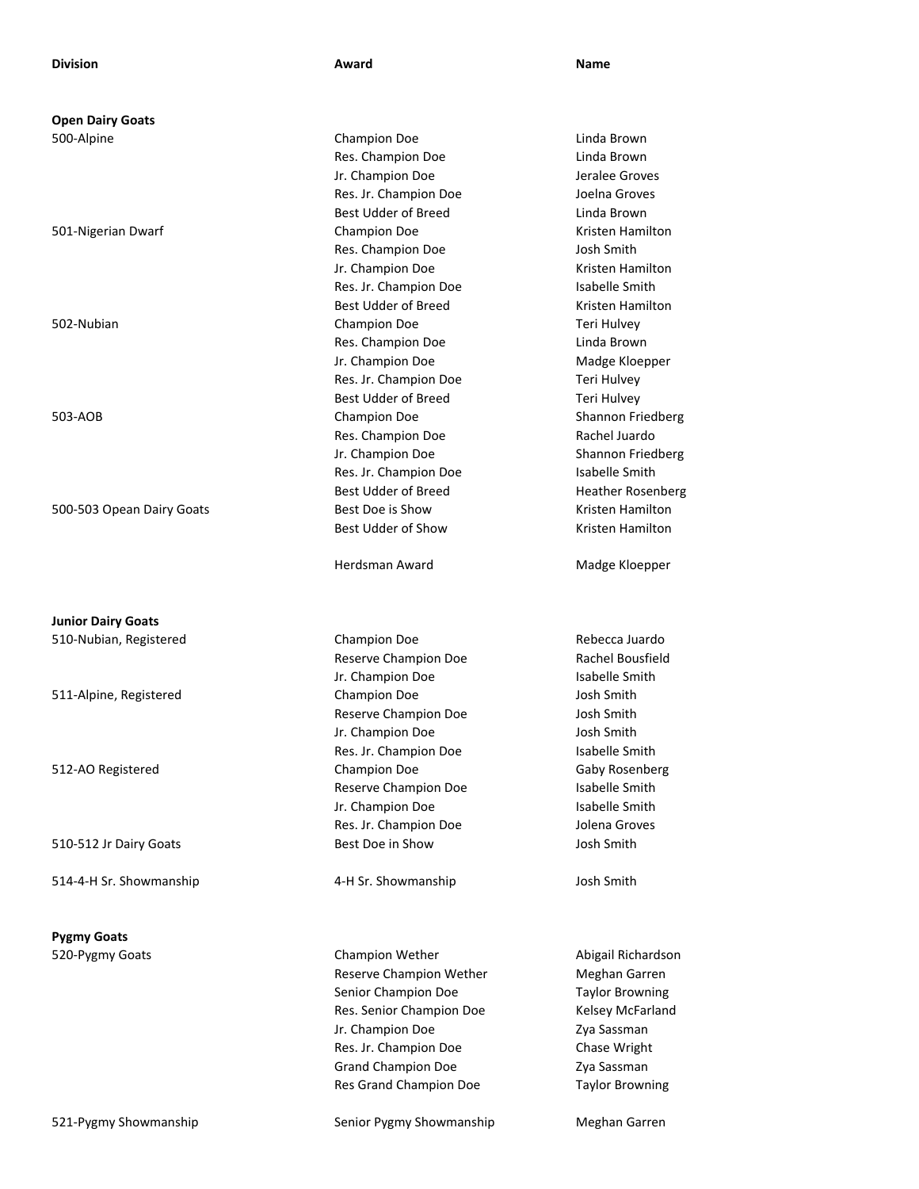| Division | Award | Name |
|---|---|---|
| **Open Dairy Goats** | | |
| 500-Alpine | Champion Doe | Linda Brown |
| | Res. Champion Doe | Linda Brown |
| | Jr. Champion Doe | Jeralee Groves |
| | Res. Jr. Champion Doe | Joelna Groves |
| | Best Udder of Breed | Linda Brown |
| 501-Nigerian Dwarf | Champion Doe | Kristen Hamilton |
| | Res. Champion Doe | Josh Smith |
| | Jr. Champion Doe | Kristen Hamilton |
| | Res. Jr. Champion Doe | Isabelle Smith |
| | Best Udder of Breed | Kristen Hamilton |
| 502-Nubian | Champion Doe | Teri Hulvey |
| | Res. Champion Doe | Linda Brown |
| | Jr. Champion Doe | Madge Kloepper |
| | Res. Jr. Champion Doe | Teri Hulvey |
| | Best Udder of Breed | Teri Hulvey |
| 503-AOB | Champion Doe | Shannon Friedberg |
| | Res. Champion Doe | Rachel Juardo |
| | Jr. Champion Doe | Shannon Friedberg |
| | Res. Jr. Champion Doe | Isabelle Smith |
| | Best Udder of Breed | Heather Rosenberg |
| 500-503 Opean Dairy Goats | Best Doe is Show | Kristen Hamilton |
| | Best Udder of Show | Kristen Hamilton |
| | Herdsman Award | Madge Kloepper |
| **Junior Dairy Goats** | | |
| 510-Nubian, Registered | Champion Doe | Rebecca Juardo |
| | Reserve Champion Doe | Rachel Bousfield |
| | Jr. Champion Doe | Isabelle Smith |
| 511-Alpine, Registered | Champion Doe | Josh Smith |
| | Reserve Champion Doe | Josh Smith |
| | Jr. Champion Doe | Josh Smith |
| | Res. Jr. Champion Doe | Isabelle Smith |
| 512-AO Registered | Champion Doe | Gaby Rosenberg |
| | Reserve Champion Doe | Isabelle Smith |
| | Jr. Champion Doe | Isabelle Smith |
| | Res. Jr. Champion Doe | Jolena Groves |
| 510-512 Jr Dairy Goats | Best Doe in Show | Josh Smith |
| 514-4-H Sr. Showmanship | 4-H Sr. Showmanship | Josh Smith |
| **Pygmy Goats** | | |
| 520-Pygmy Goats | Champion Wether | Abigail Richardson |
| | Reserve Champion Wether | Meghan Garren |
| | Senior Champion Doe | Taylor Browning |
| | Res. Senior Champion Doe | Kelsey McFarland |
| | Jr. Champion Doe | Zya Sassman |
| | Res. Jr. Champion Doe | Chase Wright |
| | Grand Champion Doe | Zya Sassman |
| | Res Grand Champion Doe | Taylor Browning |
| 521-Pygmy Showmanship | Senior Pygmy Showmanship | Meghan Garren |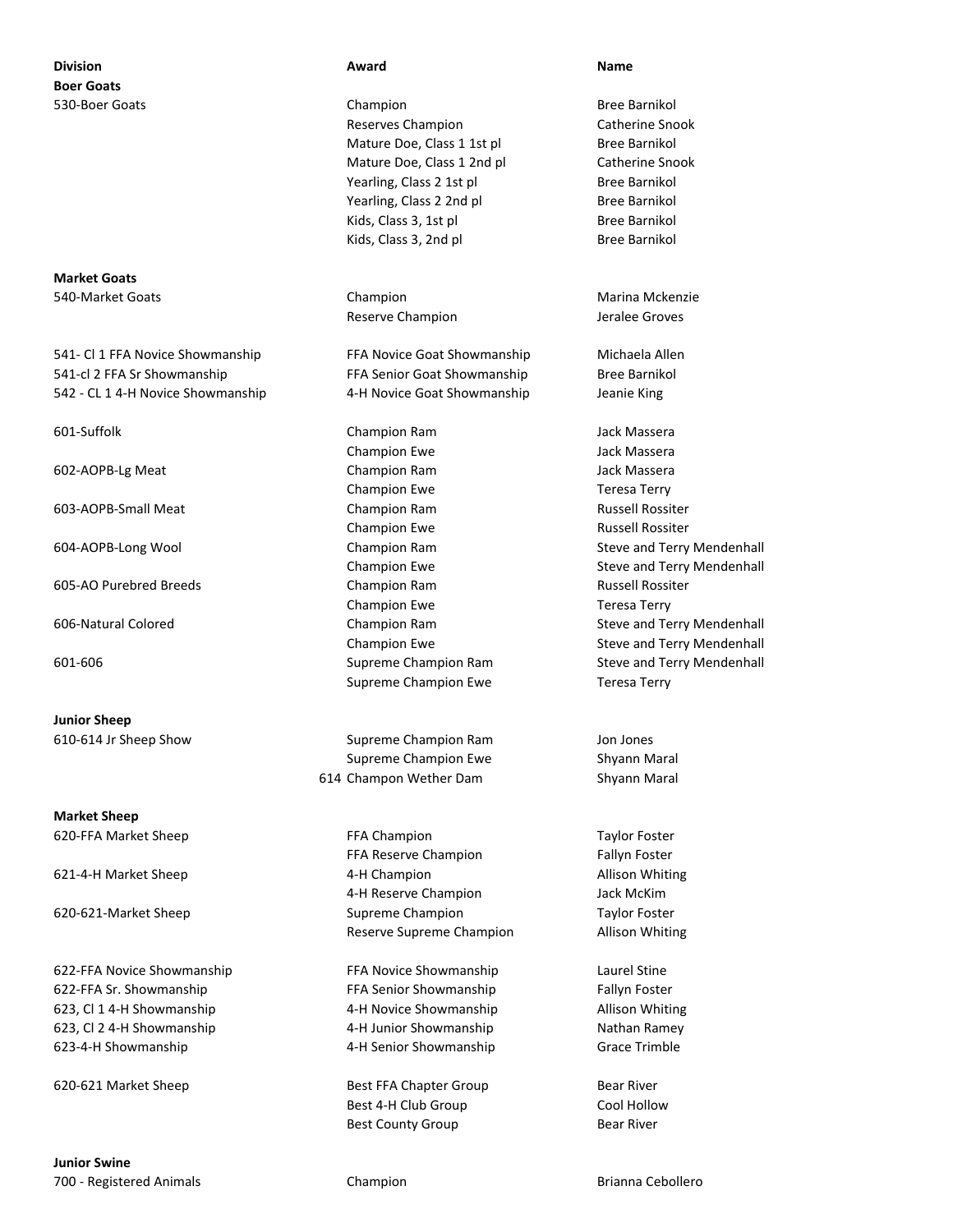| Division | Award | Name |
|---|---|---|
| **Boer Goats** | | |
| 530-Boer Goats | Champion | Bree Barnikol |
| | Reserves Champion | Catherine Snook |
| | Mature Doe, Class 1 1st pl | Bree Barnikol |
| | Mature Doe, Class 1 2nd pl | Catherine Snook |
| | Yearling, Class 2 1st pl | Bree Barnikol |
| | Yearling, Class 2 2nd pl | Bree Barnikol |
| | Kids, Class 3, 1st pl | Bree Barnikol |
| | Kids, Class 3, 2nd pl | Bree Barnikol |
| **Market Goats** | | |
| 540-Market Goats | Champion | Marina Mckenzie |
| | Reserve Champion | Jeralee Groves |
| 541- Cl 1 FFA Novice Showmanship | FFA Novice Goat Showmanship | Michaela Allen |
| 541-cl 2 FFA Sr Showmanship | FFA Senior Goat Showmanship | Bree Barnikol |
| 542 - CL 1 4-H Novice Showmanship | 4-H Novice Goat Showmanship | Jeanie King |
| 601-Suffolk | Champion Ram | Jack Massera |
| | Champion Ewe | Jack Massera |
| 602-AOPB-Lg Meat | Champion Ram | Jack Massera |
| | Champion Ewe | Teresa Terry |
| 603-AOPB-Small Meat | Champion Ram | Russell Rossiter |
| | Champion Ewe | Russell Rossiter |
| 604-AOPB-Long Wool | Champion Ram | Steve and Terry Mendenhall |
| | Champion Ewe | Steve and Terry Mendenhall |
| 605-AO Purebred Breeds | Champion Ram | Russell Rossiter |
| | Champion Ewe | Teresa Terry |
| 606-Natural Colored | Champion Ram | Steve and Terry Mendenhall |
| | Champion Ewe | Steve and Terry Mendenhall |
| 601-606 | Supreme Champion Ram | Steve and Terry Mendenhall |
| | Supreme Champion Ewe | Teresa Terry |
| **Junior Sheep** | | |
| 610-614 Jr Sheep Show | Supreme Champion Ram | Jon Jones |
| | Supreme Champion Ewe | Shyann Maral |
| 614 | Champon Wether Dam | Shyann Maral |
| **Market Sheep** | | |
| 620-FFA Market Sheep | FFA Champion | Taylor Foster |
| | FFA Reserve Champion | Fallyn Foster |
| 621-4-H Market Sheep | 4-H Champion | Allison Whiting |
| | 4-H Reserve Champion | Jack McKim |
| 620-621-Market Sheep | Supreme Champion | Taylor Foster |
| | Reserve Supreme Champion | Allison Whiting |
| 622-FFA Novice Showmanship | FFA Novice Showmanship | Laurel Stine |
| 622-FFA Sr. Showmanship | FFA Senior Showmanship | Fallyn Foster |
| 623, Cl 1 4-H Showmanship | 4-H Novice Showmanship | Allison Whiting |
| 623, Cl 2 4-H Showmanship | 4-H Junior Showmanship | Nathan Ramey |
| 623-4-H Showmanship | 4-H Senior Showmanship | Grace Trimble |
| 620-621 Market Sheep | Best FFA Chapter Group | Bear River |
| | Best 4-H Club Group | Cool Hollow |
| | Best County Group | Bear River |
| **Junior Swine** | | |
| 700 - Registered Animals | Champion | Brianna Cebollero |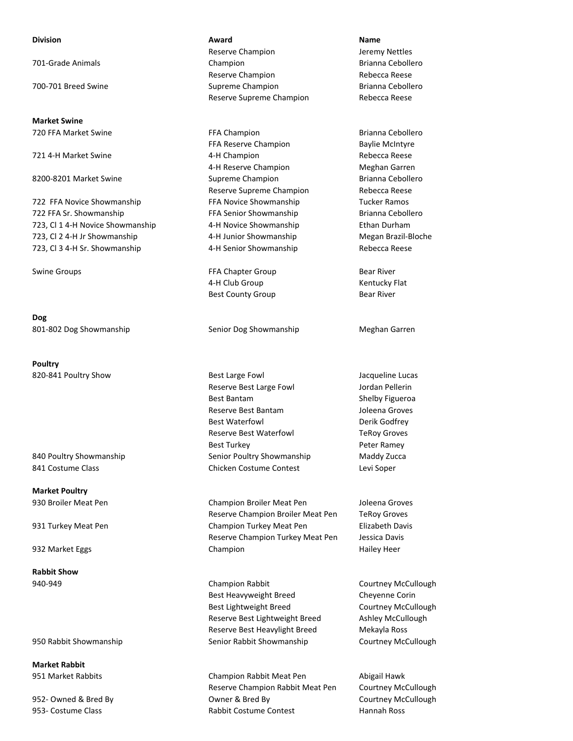| Division | Award | Name |
|---|---|---|
| | Reserve Champion | Jeremy Nettles |
| 701-Grade Animals | Champion | Brianna Cebollero |
| | Reserve Champion | Rebecca Reese |
| 700-701 Breed Swine | Supreme Champion | Brianna Cebollero |
| | Reserve Supreme Champion | Rebecca Reese |
| **Market Swine** | | |
| 720 FFA Market Swine | FFA Champion | Brianna Cebollero |
| | FFA Reserve Champion | Baylie McIntyre |
| 721 4-H Market Swine | 4-H Champion | Rebecca Reese |
| | 4-H Reserve Champion | Meghan Garren |
| 8200-8201 Market Swine | Supreme Champion | Brianna Cebollero |
| | Reserve Supreme Champion | Rebecca Reese |
| 722 FFA Novice Showmanship | FFA Novice Showmanship | Tucker Ramos |
| 722 FFA Sr. Showmanship | FFA Senior Showmanship | Brianna Cebollero |
| 723, Cl 1 4-H Novice Showmanship | 4-H Novice Showmanship | Ethan Durham |
| 723, Cl 2 4-H Jr Showmanship | 4-H Junior Showmanship | Megan Brazil-Bloche |
| 723, Cl 3 4-H Sr. Showmanship | 4-H Senior Showmanship | Rebecca Reese |
| Swine Groups | FFA Chapter Group | Bear River |
| | 4-H Club Group | Kentucky Flat |
| | Best County Group | Bear River |
| **Dog** | | |
| 801-802 Dog Showmanship | Senior Dog Showmanship | Meghan Garren |
| **Poultry** | | |
| 820-841 Poultry Show | Best Large Fowl | Jacqueline Lucas |
| | Reserve Best Large Fowl | Jordan Pellerin |
| | Best Bantam | Shelby Figueroa |
| | Reserve Best Bantam | Joleena Groves |
| | Best Waterfowl | Derik Godfrey |
| | Reserve Best Waterfowl | TeRoy Groves |
| | Best Turkey | Peter Ramey |
| 840 Poultry Showmanship | Senior Poultry Showmanship | Maddy Zucca |
| 841 Costume Class | Chicken Costume Contest | Levi Soper |
| **Market Poultry** | | |
| 930 Broiler Meat Pen | Champion Broiler Meat Pen | Joleena Groves |
| | Reserve Champion Broiler Meat Pen | TeRoy Groves |
| 931 Turkey Meat Pen | Champion Turkey Meat Pen | Elizabeth Davis |
| | Reserve Champion Turkey Meat Pen | Jessica Davis |
| 932 Market Eggs | Champion | Hailey Heer |
| **Rabbit Show** | | |
| 940-949 | Champion Rabbit | Courtney McCullough |
| | Best Heavyweight Breed | Cheyenne Corin |
| | Best Lightweight Breed | Courtney McCullough |
| | Reserve Best Lightweight Breed | Ashley McCullough |
| | Reserve Best Heavylight Breed | Mekayla Ross |
| 950 Rabbit Showmanship | Senior Rabbit Showmanship | Courtney McCullough |
| **Market Rabbit** | | |
| 951 Market Rabbits | Champion Rabbit Meat Pen | Abigail Hawk |
| | Reserve Champion Rabbit Meat Pen | Courtney McCullough |
| 952- Owned & Bred By | Owner & Bred By | Courtney McCullough |
| 953- Costume Class | Rabbit Costume Contest | Hannah Ross |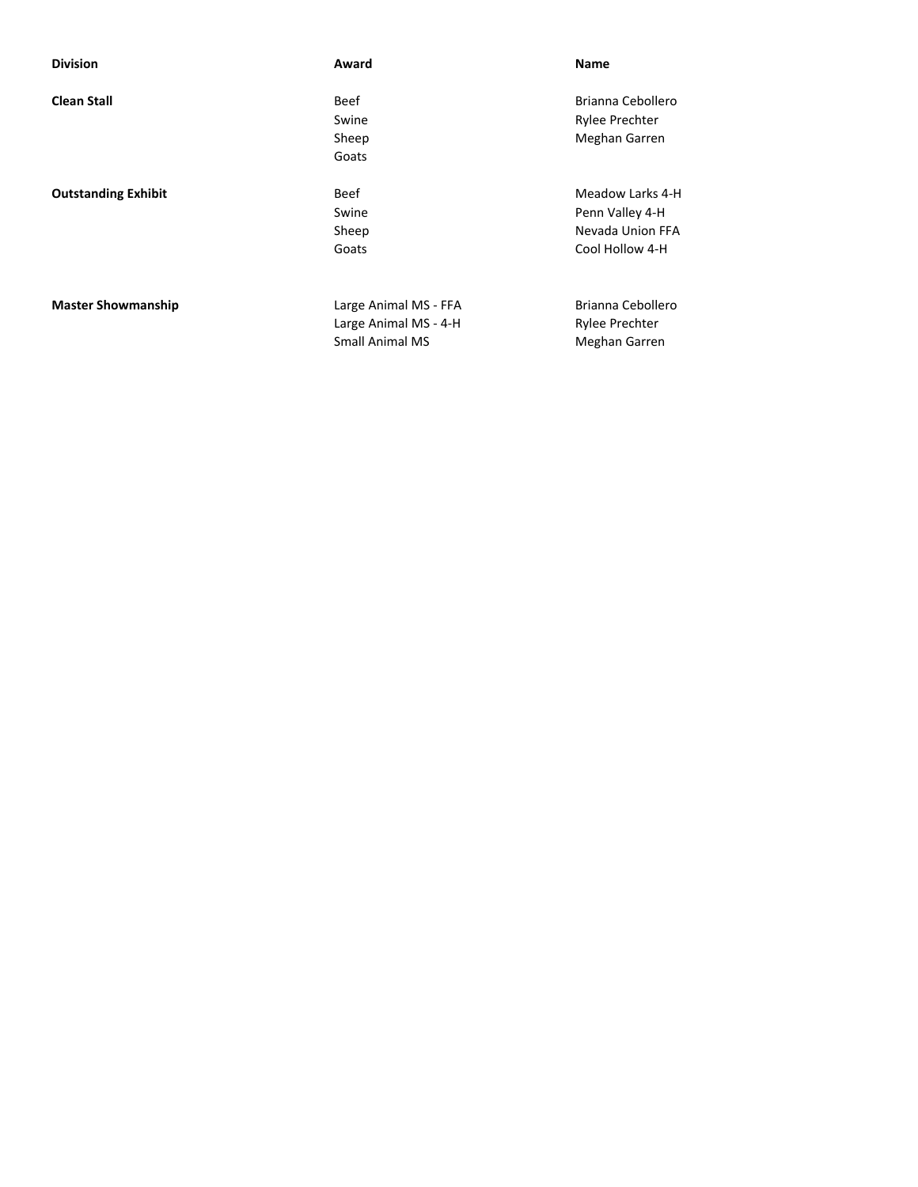| Division | Award | Name |
| --- | --- | --- |
| **Clean Stall** | Beef | Brianna Cebollero |
| | Swine | Rylee Prechter |
| | Sheep | Meghan Garren |
| | Goats | |
| **Outstanding Exhibit** | Beef | Meadow Larks 4-H |
| | Swine | Penn Valley 4-H |
| | Sheep | Nevada Union FFA |
| | Goats | Cool Hollow 4-H |
| **Master Showmanship** | Large Animal MS - FFA | Brianna Cebollero |
| | Large Animal MS - 4-H | Rylee Prechter |
| | Small Animal MS | Meghan Garren |